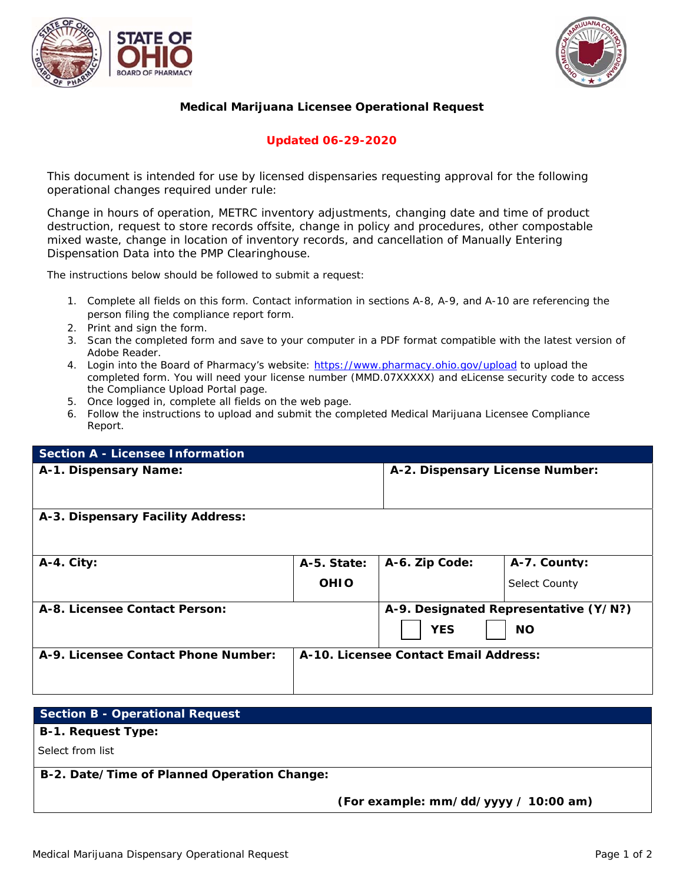# Medical Marijuana Licensee Operational Request

**Updated 06-29-2020**

This document is intended for use by licensed dispensaries requesting approval for the following operational changes required under rule:

Change in hours of operation, METRC inventory adjustments, changing date and time of product destruction, request to store records offsite, change in policy and procedures, other compostable mixed waste, change in location of inventory records, and cancellation of Manually Entering Dispensation Data into the PMP Clearinghouse.

The instructions below should be followed to submit a request:

1. Complete all fields on this form. Contact information in sections A-8, A-9, and A-10 are referencing the person filing the compliance report form.
2. Print and sign the form.
3. Scan the completed form and save to your computer in a PDF format compatible with the latest version of Adobe Reader.
4. Login into the Board of Pharmacy's website: https://www.pharmacy.ohio.gov/upload to upload the completed form. You will need your license number (MMD.07XXXXX) and eLicense security code to access the Compliance Upload Portal page.
5. Once logged in, complete all fields on the web page.
6. Follow the instructions to upload and submit the completed Medical Marijuana Licensee Compliance Report.

## Section A - Licensee Information

| | | | |
|---|---|---|---|
| **A-1. Dispensary Name:** | | **A-2. Dispensary License Number:** | |
| **A-3. Dispensary Facility Address:** | | | |
| **A-4. City:** | **A-5. State:** OHIO | **A-6. Zip Code:** | **A-7. County:** Select County |
| **A-8. Licensee Contact Person:** | | **A-9. Designated Representative (Y/N?)** ☐ YES ☐ NO | |
| **A-9. Licensee Contact Phone Number:** | **A-10. Licensee Contact Email Address:** | | |

## Section B - Operational Request

**B-1. Request Type:**

Select from list

**B-2. Date/Time of Planned Operation Change:**

**(For example: mm/dd/yyyy / 10:00 am)**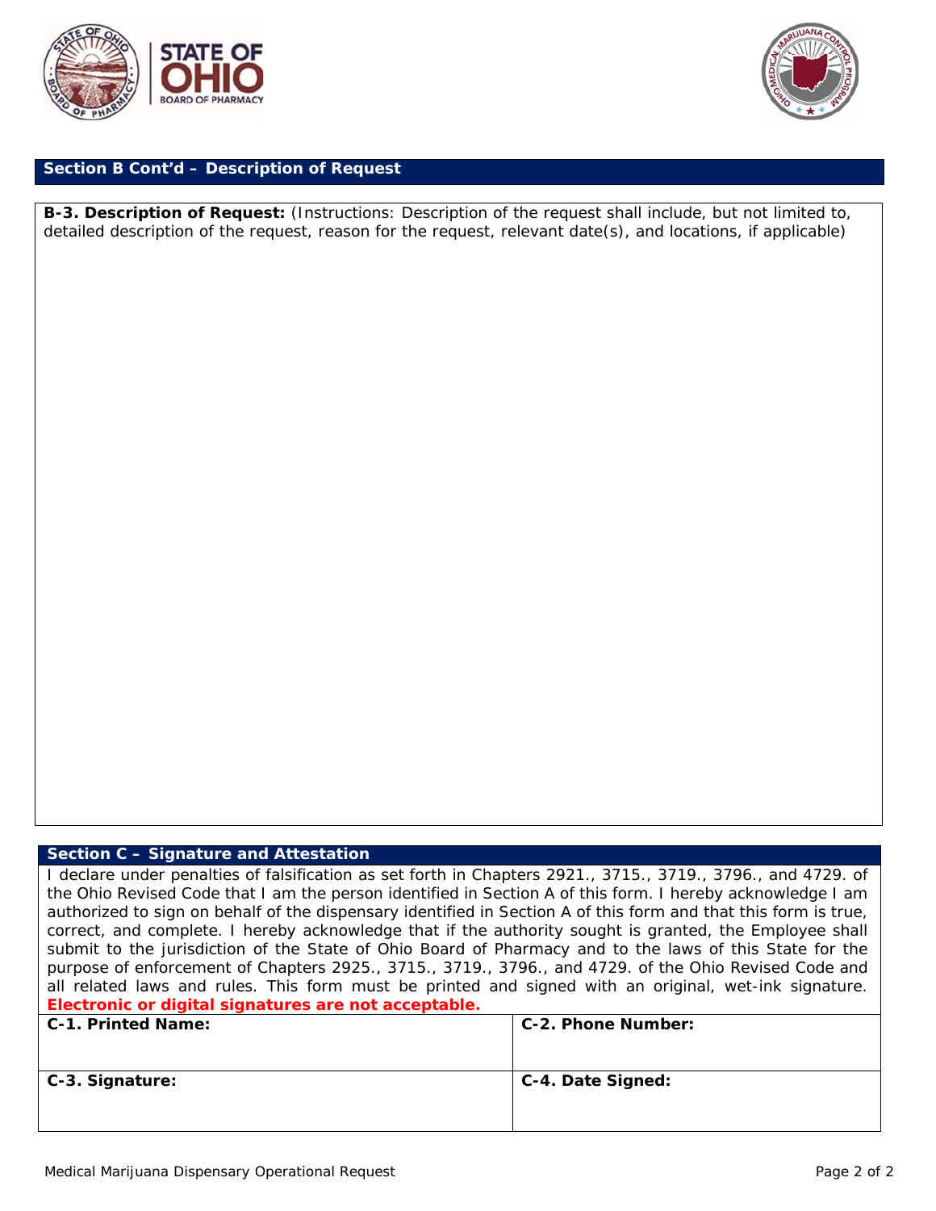## Section B Cont'd – Description of Request

**B-3. Description of Request:** (Instructions: Description of the request shall include, but not limited to, detailed description of the request, reason for the request, relevant date(s), and locations, if applicable)

## Section C – Signature and Attestation

I declare under penalties of falsification as set forth in Chapters 2921., 3715., 3719., 3796., and 4729. of the Ohio Revised Code that I am the person identified in Section A of this form. I hereby acknowledge I am authorized to sign on behalf of the dispensary identified in Section A of this form and that this form is true, correct, and complete. I hereby acknowledge that if the authority sought is granted, the Employee shall submit to the jurisdiction of the State of Ohio Board of Pharmacy and to the laws of this State for the purpose of enforcement of Chapters 2925., 3715., 3719., 3796., and 4729. of the Ohio Revised Code and all related laws and rules. This form must be printed and signed with an original, wet-ink signature. **Electronic or digital signatures are not acceptable.**

| | |
|---|---|
| **C-1. Printed Name:** | **C-2. Phone Number:** |
| **C-3. Signature:** | **C-4. Date Signed:** |